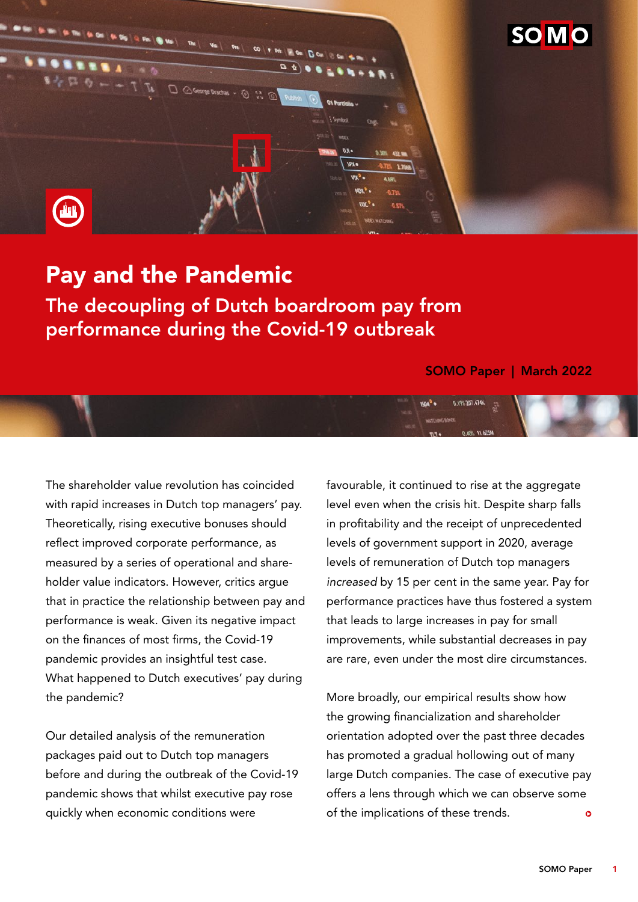# Pay and the Pandemic

## The decoupling of Dutch boardroom pay from performance during the Covid-19 outbreak

**SOMO Paper | March 2022**

The shareholder value revolution has coincided with rapid increases in Dutch top managers' pay. Theoretically, rising executive bonuses should reflect improved corporate performance, as measured by a series of operational and shareholder value indicators. However, critics argue that in practice the relationship between pay and performance is weak. Given its negative impact on the finances of most firms, the Covid-19 pandemic provides an insightful test case. What happened to Dutch executives' pay during the pandemic?

Our detailed analysis of the remuneration packages paid out to Dutch top managers before and during the outbreak of the Covid-19 pandemic shows that whilst executive pay rose quickly when economic conditions were favourable, it continued to rise at the aggregate level even when the crisis hit. Despite sharp falls in profitability and the receipt of unprecedented levels of government support in 2020, average levels of remuneration of Dutch top managers *increased* by 15 per cent in the same year. Pay for performance practices have thus fostered a system that leads to large increases in pay for small improvements, while substantial decreases in pay are rare, even under the most dire circumstances.

More broadly, our empirical results show how the growing financialization and shareholder orientation adopted over the past three decades has promoted a gradual hollowing out of many large Dutch companies. The case of executive pay offers a lens through which we can observe some of the implications of these trends.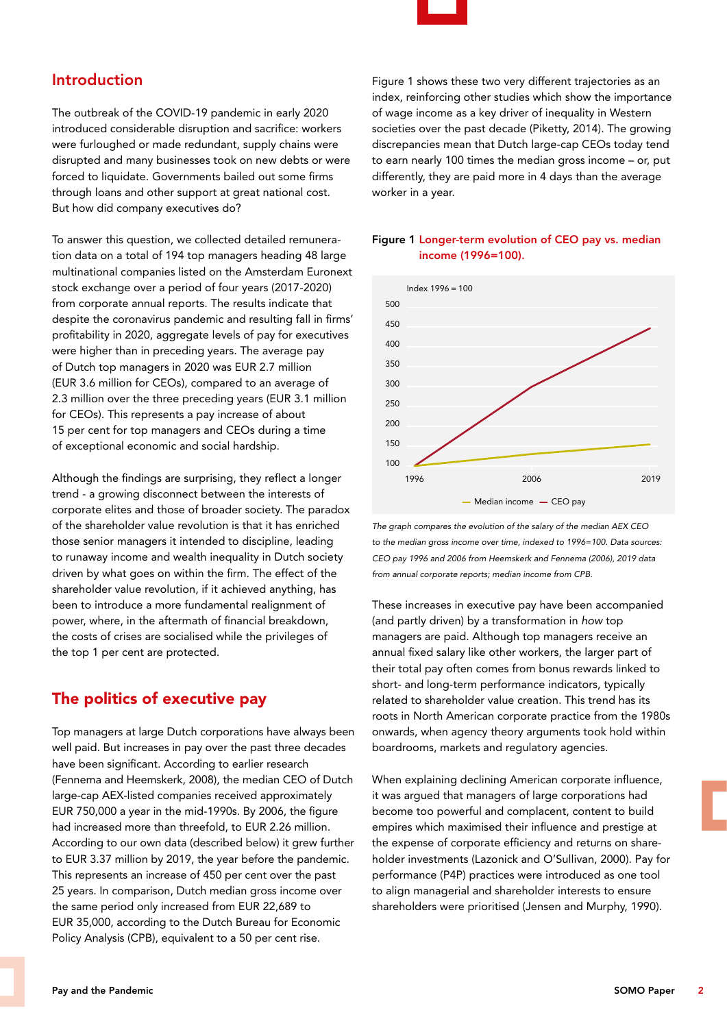## Introduction

The outbreak of the COVID-19 pandemic in early 2020 introduced considerable disruption and sacrifice: workers were furloughed or made redundant, supply chains were disrupted and many businesses took on new debts or were forced to liquidate. Governments bailed out some firms through loans and other support at great national cost. But how did company executives do?

To answer this question, we collected detailed remuneration data on a total of 194 top managers heading 48 large multinational companies listed on the Amsterdam Euronext stock exchange over a period of four years (2017-2020) from corporate annual reports. The results indicate that despite the coronavirus pandemic and resulting fall in firms' profitability in 2020, aggregate levels of pay for executives were higher than in preceding years. The average pay of Dutch top managers in 2020 was EUR 2.7 million (EUR 3.6 million for CEOs), compared to an average of 2.3 million over the three preceding years (EUR 3.1 million for CEOs). This represents a pay increase of about 15 per cent for top managers and CEOs during a time of exceptional economic and social hardship.

Although the findings are surprising, they reflect a longer trend - a growing disconnect between the interests of corporate elites and those of broader society. The paradox of the shareholder value revolution is that it has enriched those senior managers it intended to discipline, leading to runaway income and wealth inequality in Dutch society driven by what goes on within the firm. The effect of the shareholder value revolution, if it achieved anything, has been to introduce a more fundamental realignment of power, where, in the aftermath of financial breakdown, the costs of crises are socialised while the privileges of the top 1 per cent are protected.

## The politics of executive pay

Top managers at large Dutch corporations have always been well paid. But increases in pay over the past three decades have been significant. According to earlier research (Fennema and Heemskerk, 2008), the median CEO of Dutch large-cap AEX-listed companies received approximately EUR 750,000 a year in the mid-1990s. By 2006, the figure had increased more than threefold, to EUR 2.26 million. According to our own data (described below) it grew further to EUR 3.37 million by 2019, the year before the pandemic. This represents an increase of 450 per cent over the past 25 years. In comparison, Dutch median gross income over the same period only increased from EUR 22,689 to EUR 35,000, according to the Dutch Bureau for Economic Policy Analysis (CPB), equivalent to a 50 per cent rise.

Figure 1 shows these two very different trajectories as an index, reinforcing other studies which show the importance of wage income as a key driver of inequality in Western societies over the past decade (Piketty, 2014). The growing discrepancies mean that Dutch large-cap CEOs today tend to earn nearly 100 times the median gross income – or, put differently, they are paid more in 4 days than the average worker in a year.

**Figure 1** Longer-term evolution of CEO pay vs. median income (1996=100).

*The graph compares the evolution of the salary of the median AEX CEO to the median gross income over time, indexed to 1996=100. Data sources: CEO pay 1996 and 2006 from Heemskerk and Fennema (2006), 2019 data from annual corporate reports; median income from CPB.*

These increases in executive pay have been accompanied (and partly driven) by a transformation in *how* top managers are paid. Although top managers receive an annual fixed salary like other workers, the larger part of their total pay often comes from bonus rewards linked to short- and long-term performance indicators, typically related to shareholder value creation. This trend has its roots in North American corporate practice from the 1980s onwards, when agency theory arguments took hold within boardrooms, markets and regulatory agencies.

When explaining declining American corporate influence, it was argued that managers of large corporations had become too powerful and complacent, content to build empires which maximised their influence and prestige at the expense of corporate efficiency and returns on shareholder investments (Lazonick and O'Sullivan, 2000). Pay for performance (P4P) practices were introduced as one tool to align managerial and shareholder interests to ensure shareholders were prioritised (Jensen and Murphy, 1990).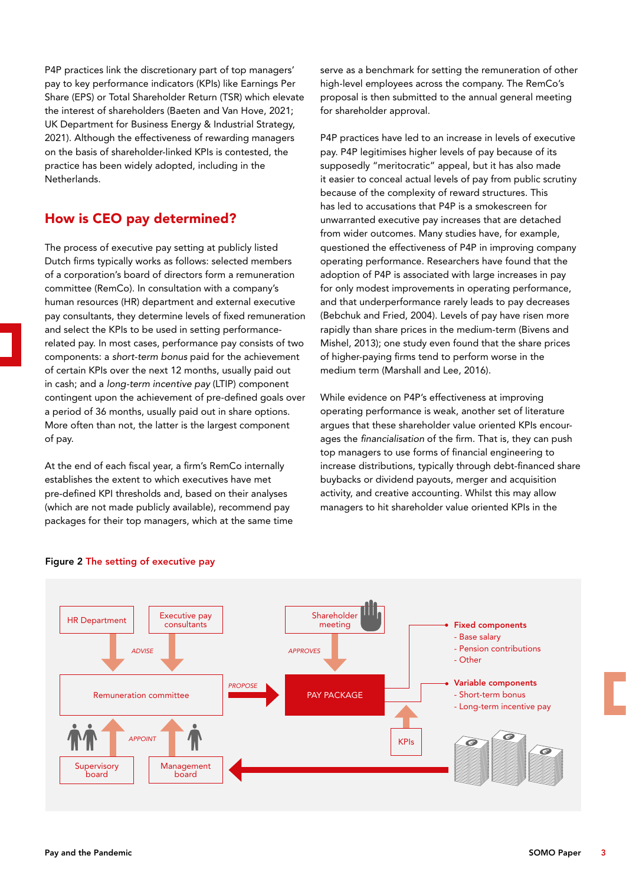P4P practices link the discretionary part of top managers' pay to key performance indicators (KPIs) like Earnings Per Share (EPS) or Total Shareholder Return (TSR) which elevate the interest of shareholders (Baeten and Van Hove, 2021; UK Department for Business Energy & Industrial Strategy, 2021). Although the effectiveness of rewarding managers on the basis of shareholder-linked KPIs is contested, the practice has been widely adopted, including in the Netherlands.

## How is CEO pay determined?

The process of executive pay setting at publicly listed Dutch firms typically works as follows: selected members of a corporation's board of directors form a remuneration committee (RemCo). In consultation with a company's human resources (HR) department and external executive pay consultants, they determine levels of fixed remuneration and select the KPIs to be used in setting performance-related pay. In most cases, performance pay consists of two components: a *short-term bonus* paid for the achievement of certain KPIs over the next 12 months, usually paid out in cash; and a *long-term incentive pay* (LTIP) component contingent upon the achievement of pre-defined goals over a period of 36 months, usually paid out in share options. More often than not, the latter is the largest component of pay.

At the end of each fiscal year, a firm's RemCo internally establishes the extent to which executives have met pre-defined KPI thresholds and, based on their analyses (which are not made publicly available), recommend pay packages for their top managers, which at the same time serve as a benchmark for setting the remuneration of other high-level employees across the company. The RemCo's proposal is then submitted to the annual general meeting for shareholder approval.

P4P practices have led to an increase in levels of executive pay. P4P legitimises higher levels of pay because of its supposedly "meritocratic" appeal, but it has also made it easier to conceal actual levels of pay from public scrutiny because of the complexity of reward structures. This has led to accusations that P4P is a smokescreen for unwarranted executive pay increases that are detached from wider outcomes. Many studies have, for example, questioned the effectiveness of P4P in improving company operating performance. Researchers have found that the adoption of P4P is associated with large increases in pay for only modest improvements in operating performance, and that underperformance rarely leads to pay decreases (Bebchuk and Fried, 2004). Levels of pay have risen more rapidly than share prices in the medium-term (Bivens and Mishel, 2013); one study even found that the share prices of higher-paying firms tend to perform worse in the medium term (Marshall and Lee, 2016).

While evidence on P4P's effectiveness at improving operating performance is weak, another set of literature argues that these shareholder value oriented KPIs encourages the *financialisation* of the firm. That is, they can push top managers to use forms of financial engineering to increase distributions, typically through debt-financed share buybacks or dividend payouts, merger and acquisition activity, and creative accounting. Whilst this may allow managers to hit shareholder value oriented KPIs in the

**Figure 2** The setting of executive pay

HR Department → ADVISE → Remuneration committee ← ADVISE ← Executive pay consultants

Supervisory board, Management board → APPOINT → Remuneration committee

Remuneration committee → PROPOSE → PAY PACKAGE ← APPROVES ← Shareholder meeting

KPIs → PAY PACKAGE

**Fixed components**
- Base salary
- Pension contributions
- Other

**Variable components**
- Short-term bonus
- Long-term incentive pay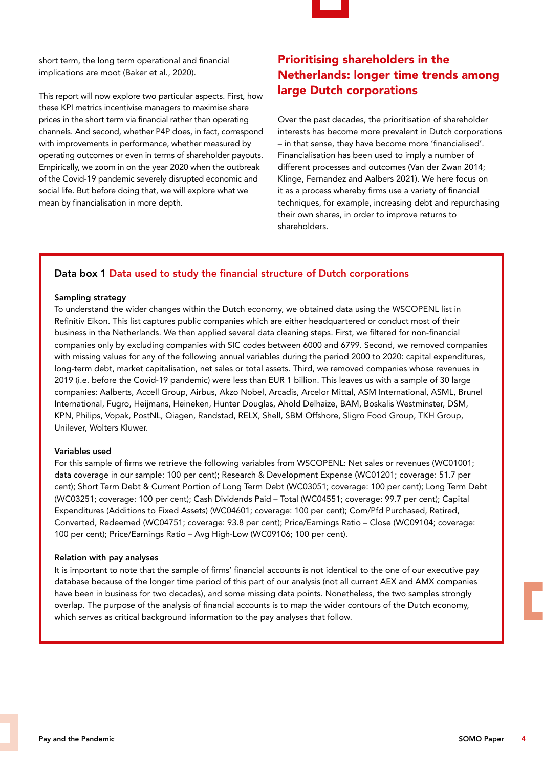short term, the long term operational and financial implications are moot (Baker et al., 2020).

This report will now explore two particular aspects. First, how these KPI metrics incentivise managers to maximise share prices in the short term via financial rather than operating channels. And second, whether P4P does, in fact, correspond with improvements in performance, whether measured by operating outcomes or even in terms of shareholder payouts. Empirically, we zoom in on the year 2020 when the outbreak of the Covid-19 pandemic severely disrupted economic and social life. But before doing that, we will explore what we mean by financialisation in more depth.

## Prioritising shareholders in the Netherlands: longer time trends among large Dutch corporations

Over the past decades, the prioritisation of shareholder interests has become more prevalent in Dutch corporations – in that sense, they have become more 'financialised'. Financialisation has been used to imply a number of different processes and outcomes (Van der Zwan 2014; Klinge, Fernandez and Aalbers 2021). We here focus on it as a process whereby firms use a variety of financial techniques, for example, increasing debt and repurchasing their own shares, in order to improve returns to shareholders.

### Data box 1 Data used to study the financial structure of Dutch corporations

**Sampling strategy**

To understand the wider changes within the Dutch economy, we obtained data using the WSCOPENL list in Refinitiv Eikon. This list captures public companies which are either headquartered or conduct most of their business in the Netherlands. We then applied several data cleaning steps. First, we filtered for non-financial companies only by excluding companies with SIC codes between 6000 and 6799. Second, we removed companies with missing values for any of the following annual variables during the period 2000 to 2020: capital expenditures, long-term debt, market capitalisation, net sales or total assets. Third, we removed companies whose revenues in 2019 (i.e. before the Covid-19 pandemic) were less than EUR 1 billion. This leaves us with a sample of 30 large companies: Aalberts, Accell Group, Airbus, Akzo Nobel, Arcadis, Arcelor Mittal, ASM International, ASML, Brunel International, Fugro, Heijmans, Heineken, Hunter Douglas, Ahold Delhaize, BAM, Boskalis Westminster, DSM, KPN, Philips, Vopak, PostNL, Qiagen, Randstad, RELX, Shell, SBM Offshore, Sligro Food Group, TKH Group, Unilever, Wolters Kluwer.

**Variables used**

For this sample of firms we retrieve the following variables from WSCOPENL: Net sales or revenues (WC01001; data coverage in our sample: 100 per cent); Research & Development Expense (WC01201; coverage: 51.7 per cent); Short Term Debt & Current Portion of Long Term Debt (WC03051; coverage: 100 per cent); Long Term Debt (WC03251; coverage: 100 per cent); Cash Dividends Paid – Total (WC04551; coverage: 99.7 per cent); Capital Expenditures (Additions to Fixed Assets) (WC04601; coverage: 100 per cent); Com/Pfd Purchased, Retired, Converted, Redeemed (WC04751; coverage: 93.8 per cent); Price/Earnings Ratio – Close (WC09104; coverage: 100 per cent); Price/Earnings Ratio – Avg High-Low (WC09106; 100 per cent).

**Relation with pay analyses**

It is important to note that the sample of firms' financial accounts is not identical to the one of our executive pay database because of the longer time period of this part of our analysis (not all current AEX and AMX companies have been in business for two decades), and some missing data points. Nonetheless, the two samples strongly overlap. The purpose of the analysis of financial accounts is to map the wider contours of the Dutch economy, which serves as critical background information to the pay analyses that follow.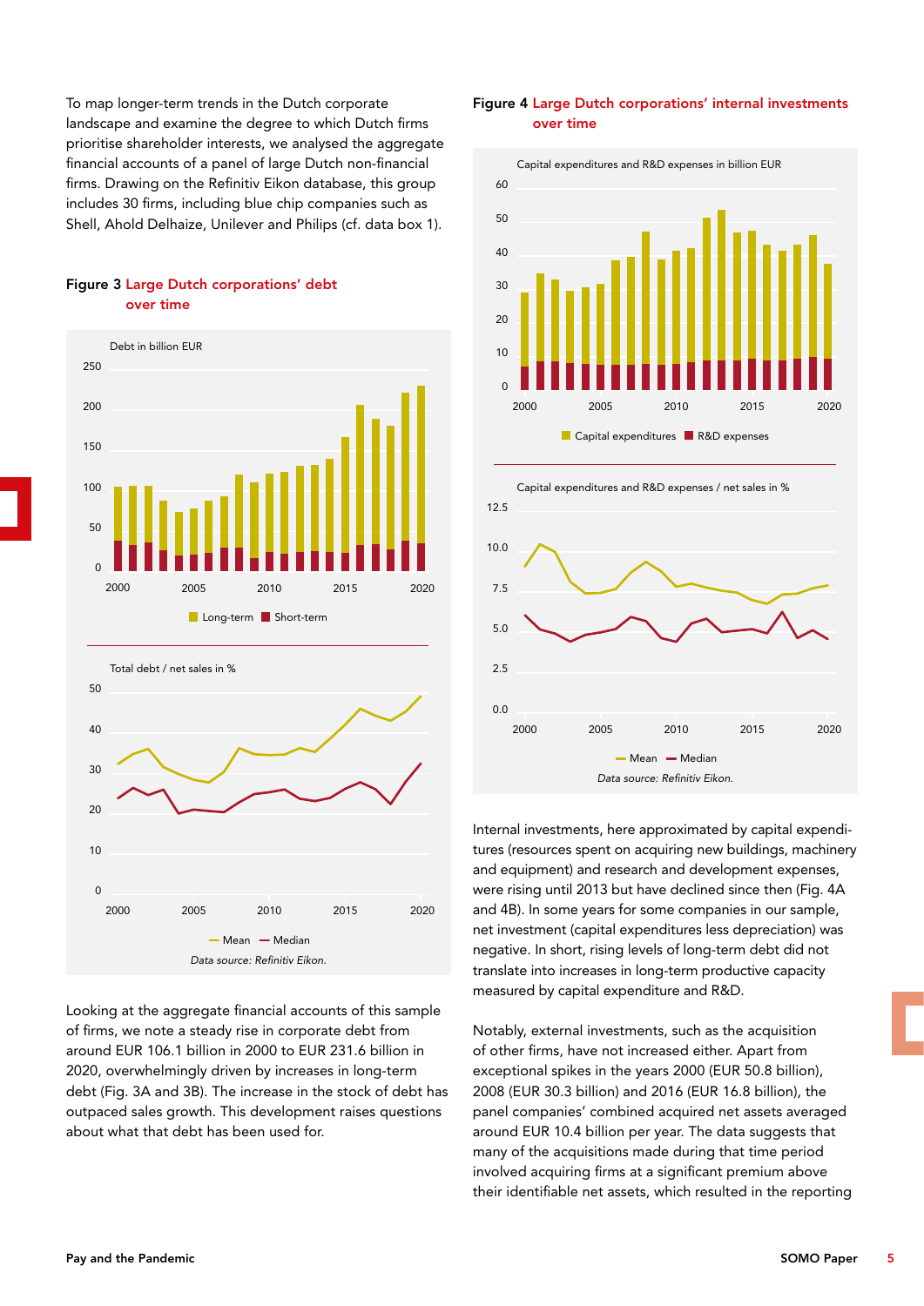To map longer-term trends in the Dutch corporate landscape and examine the degree to which Dutch firms prioritise shareholder interests, we analysed the aggregate financial accounts of a panel of large Dutch non-financial firms. Drawing on the Refinitiv Eikon database, this group includes 30 firms, including blue chip companies such as Shell, Ahold Delhaize, Unilever and Philips (cf. data box 1).

**Figure 3** Large Dutch corporations' debt over time

Debt in billion EUR

Long-term / Short-term

Total debt / net sales in %

Mean / Median

*Data source: Refinitiv Eikon.*

Looking at the aggregate financial accounts of this sample of firms, we note a steady rise in corporate debt from around EUR 106.1 billion in 2000 to EUR 231.6 billion in 2020, overwhelmingly driven by increases in long-term debt (Fig. 3A and 3B). The increase in the stock of debt has outpaced sales growth. This development raises questions about what that debt has been used for.

**Figure 4** Large Dutch corporations' internal investments over time

Capital expenditures and R&D expenses in billion EUR

Capital expenditures / R&D expenses

Capital expenditures and R&D expenses / net sales in %

Mean / Median

*Data source: Refinitiv Eikon.*

Internal investments, here approximated by capital expenditures (resources spent on acquiring new buildings, machinery and equipment) and research and development expenses, were rising until 2013 but have declined since then (Fig. 4A and 4B). In some years for some companies in our sample, net investment (capital expenditures less depreciation) was negative. In short, rising levels of long-term debt did not translate into increases in long-term productive capacity measured by capital expenditure and R&D.

Notably, external investments, such as the acquisition of other firms, have not increased either. Apart from exceptional spikes in the years 2000 (EUR 50.8 billion), 2008 (EUR 30.3 billion) and 2016 (EUR 16.8 billion), the panel companies' combined acquired net assets averaged around EUR 10.4 billion per year. The data suggests that many of the acquisitions made during that time period involved acquiring firms at a significant premium above their identifiable net assets, which resulted in the reporting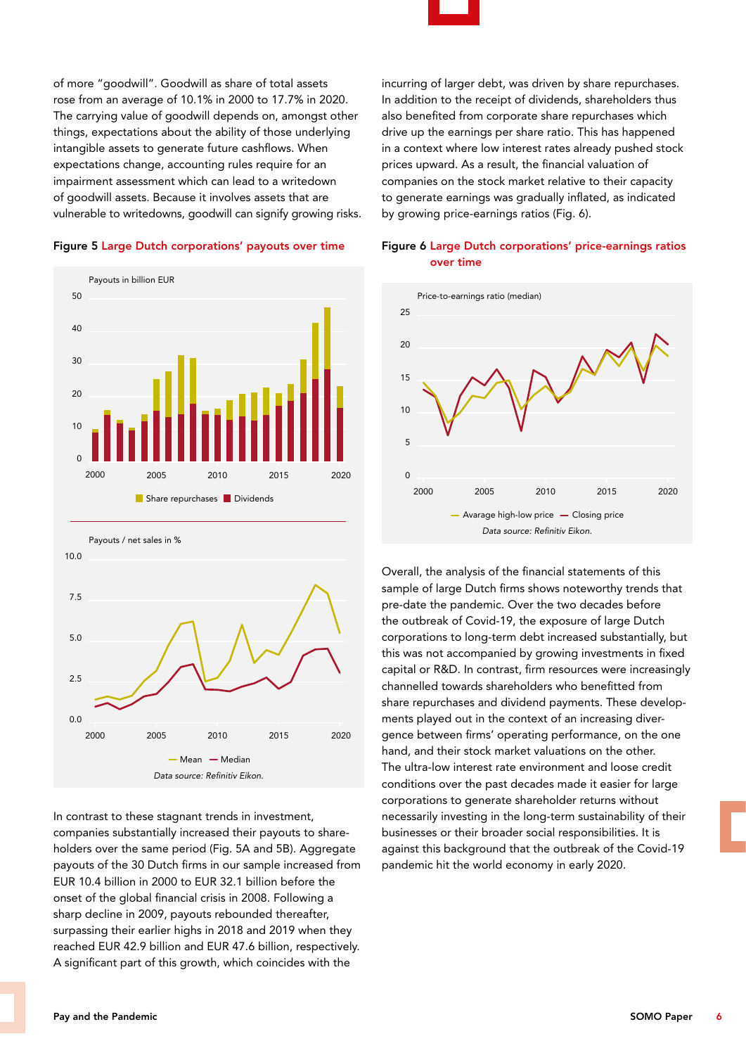of more "goodwill". Goodwill as share of total assets rose from an average of 10.1% in 2000 to 17.7% in 2020. The carrying value of goodwill depends on, amongst other things, expectations about the ability of those underlying intangible assets to generate future cashflows. When expectations change, accounting rules require for an impairment assessment which can lead to a writedown of goodwill assets. Because it involves assets that are vulnerable to writedowns, goodwill can signify growing risks.

**Figure 5** Large Dutch corporations' payouts over time

Data source: Refinitiv Eikon.

In contrast to these stagnant trends in investment, companies substantially increased their payouts to shareholders over the same period (Fig. 5A and 5B). Aggregate payouts of the 30 Dutch firms in our sample increased from EUR 10.4 billion in 2000 to EUR 32.1 billion before the onset of the global financial crisis in 2008. Following a sharp decline in 2009, payouts rebounded thereafter, surpassing their earlier highs in 2018 and 2019 when they reached EUR 42.9 billion and EUR 47.6 billion, respectively. A significant part of this growth, which coincides with the incurring of larger debt, was driven by share repurchases. In addition to the receipt of dividends, shareholders thus also benefited from corporate share repurchases which drive up the earnings per share ratio. This has happened in a context where low interest rates already pushed stock prices upward. As a result, the financial valuation of companies on the stock market relative to their capacity to generate earnings was gradually inflated, as indicated by growing price-earnings ratios (Fig. 6).

**Figure 6** Large Dutch corporations' price-earnings ratios over time

Data source: Refinitiv Eikon.

Overall, the analysis of the financial statements of this sample of large Dutch firms shows noteworthy trends that pre-date the pandemic. Over the two decades before the outbreak of Covid-19, the exposure of large Dutch corporations to long-term debt increased substantially, but this was not accompanied by growing investments in fixed capital or R&D. In contrast, firm resources were increasingly channelled towards shareholders who benefitted from share repurchases and dividend payments. These developments played out in the context of an increasing divergence between firms' operating performance, on the one hand, and their stock market valuations on the other. The ultra-low interest rate environment and loose credit conditions over the past decades made it easier for large corporations to generate shareholder returns without necessarily investing in the long-term sustainability of their businesses or their broader social responsibilities. It is against this background that the outbreak of the Covid-19 pandemic hit the world economy in early 2020.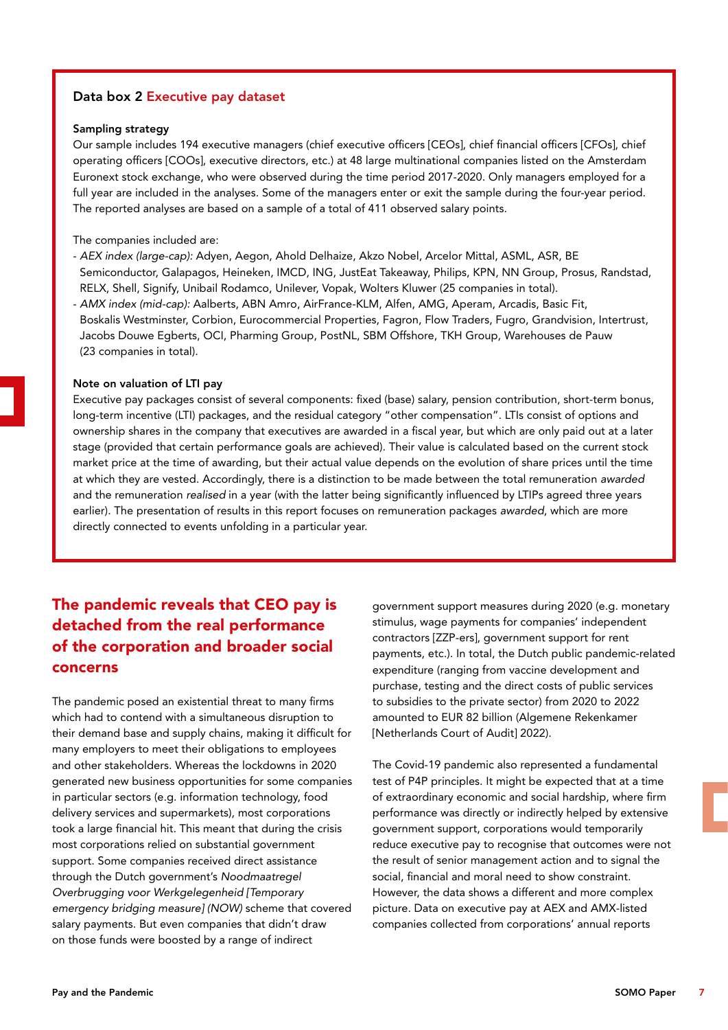### Data box 2 Executive pay dataset

**Sampling strategy**

Our sample includes 194 executive managers (chief executive officers [CEOs], chief financial officers [CFOs], chief operating officers [COOs], executive directors, etc.) at 48 large multinational companies listed on the Amsterdam Euronext stock exchange, who were observed during the time period 2017-2020. Only managers employed for a full year are included in the analyses. Some of the managers enter or exit the sample during the four-year period. The reported analyses are based on a sample of a total of 411 observed salary points.

The companies included are:

- *AEX index (large-cap):* Adyen, Aegon, Ahold Delhaize, Akzo Nobel, Arcelor Mittal, ASML, ASR, BE Semiconductor, Galapagos, Heineken, IMCD, ING, JustEat Takeaway, Philips, KPN, NN Group, Prosus, Randstad, RELX, Shell, Signify, Unibail Rodamco, Unilever, Vopak, Wolters Kluwer (25 companies in total).
- *AMX index (mid-cap):* Aalberts, ABN Amro, AirFrance-KLM, Alfen, AMG, Aperam, Arcadis, Basic Fit, Boskalis Westminster, Corbion, Eurocommercial Properties, Fagron, Flow Traders, Fugro, Grandvision, Intertrust, Jacobs Douwe Egberts, OCI, Pharming Group, PostNL, SBM Offshore, TKH Group, Warehouses de Pauw (23 companies in total).

**Note on valuation of LTI pay**

Executive pay packages consist of several components: fixed (base) salary, pension contribution, short-term bonus, long-term incentive (LTI) packages, and the residual category "other compensation". LTIs consist of options and ownership shares in the company that executives are awarded in a fiscal year, but which are only paid out at a later stage (provided that certain performance goals are achieved). Their value is calculated based on the current stock market price at the time of awarding, but their actual value depends on the evolution of share prices until the time at which they are vested. Accordingly, there is a distinction to be made between the total remuneration *awarded* and the remuneration *realised* in a year (with the latter being significantly influenced by LTIPs agreed three years earlier). The presentation of results in this report focuses on remuneration packages *awarded*, which are more directly connected to events unfolding in a particular year.

## The pandemic reveals that CEO pay is detached from the real performance of the corporation and broader social concerns

The pandemic posed an existential threat to many firms which had to contend with a simultaneous disruption to their demand base and supply chains, making it difficult for many employers to meet their obligations to employees and other stakeholders. Whereas the lockdowns in 2020 generated new business opportunities for some companies in particular sectors (e.g. information technology, food delivery services and supermarkets), most corporations took a large financial hit. This meant that during the crisis most corporations relied on substantial government support. Some companies received direct assistance through the Dutch government's *Noodmaatregel Overbrugging voor Werkgelegenheid [Temporary emergency bridging measure] (NOW)* scheme that covered salary payments. But even companies that didn't draw on those funds were boosted by a range of indirect government support measures during 2020 (e.g. monetary stimulus, wage payments for companies' independent contractors [ZZP-ers], government support for rent payments, etc.). In total, the Dutch public pandemic-related expenditure (ranging from vaccine development and purchase, testing and the direct costs of public services to subsidies to the private sector) from 2020 to 2022 amounted to EUR 82 billion (Algemene Rekenkamer [Netherlands Court of Audit] 2022).

The Covid-19 pandemic also represented a fundamental test of P4P principles. It might be expected that at a time of extraordinary economic and social hardship, where firm performance was directly or indirectly helped by extensive government support, corporations would temporarily reduce executive pay to recognise that outcomes were not the result of senior management action and to signal the social, financial and moral need to show constraint. However, the data shows a different and more complex picture. Data on executive pay at AEX and AMX-listed companies collected from corporations' annual reports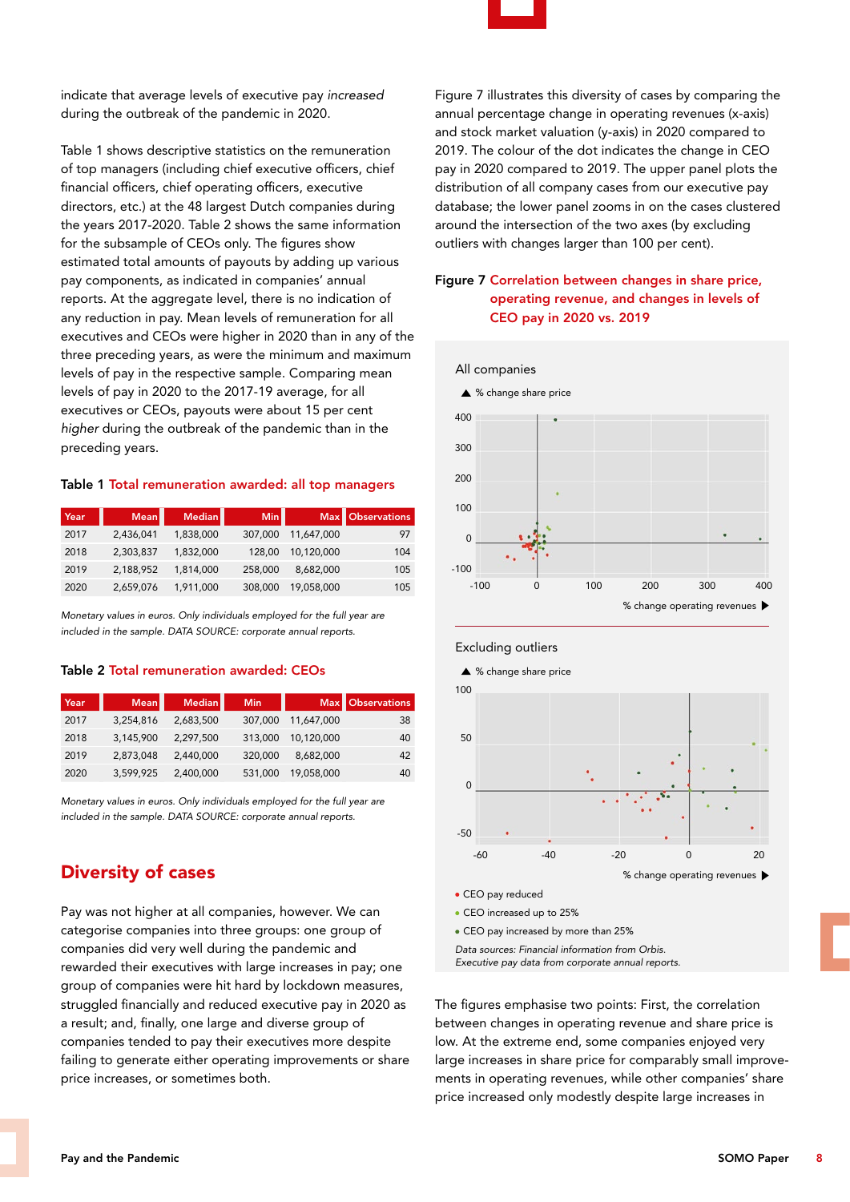indicate that average levels of executive pay *increased* during the outbreak of the pandemic in 2020.

Table 1 shows descriptive statistics on the remuneration of top managers (including chief executive officers, chief financial officers, chief operating officers, executive directors, etc.) at the 48 largest Dutch companies during the years 2017-2020. Table 2 shows the same information for the subsample of CEOs only. The figures show estimated total amounts of payouts by adding up various pay components, as indicated in companies' annual reports. At the aggregate level, there is no indication of any reduction in pay. Mean levels of remuneration for all executives and CEOs were higher in 2020 than in any of the three preceding years, as were the minimum and maximum levels of pay in the respective sample. Comparing mean levels of pay in 2020 to the 2017-19 average, for all executives or CEOs, payouts were about 15 per cent *higher* during the outbreak of the pandemic than in the preceding years.

**Table 1** Total remuneration awarded: all top managers

| Year | Mean | Median | Min | Max | Observations |
|---|---|---|---|---|---|
| 2017 | 2,436,041 | 1,838,000 | 307,000 | 11,647,000 | 97 |
| 2018 | 2,303,837 | 1,832,000 | 128,00 | 10,120,000 | 104 |
| 2019 | 2,188,952 | 1,814,000 | 258,000 | 8,682,000 | 105 |
| 2020 | 2,659,076 | 1,911,000 | 308,000 | 19,058,000 | 105 |

*Monetary values in euros. Only individuals employed for the full year are included in the sample. DATA SOURCE: corporate annual reports.*

**Table 2** Total remuneration awarded: CEOs

| Year | Mean | Median | Min | Max | Observations |
|---|---|---|---|---|---|
| 2017 | 3,254,816 | 2,683,500 | 307,000 | 11,647,000 | 38 |
| 2018 | 3,145,900 | 2,297,500 | 313,000 | 10,120,000 | 40 |
| 2019 | 2,873,048 | 2,440,000 | 320,000 | 8,682,000 | 42 |
| 2020 | 3,599,925 | 2,400,000 | 531,000 | 19,058,000 | 40 |

*Monetary values in euros. Only individuals employed for the full year are included in the sample. DATA SOURCE: corporate annual reports.*

## Diversity of cases

Pay was not higher at all companies, however. We can categorise companies into three groups: one group of companies did very well during the pandemic and rewarded their executives with large increases in pay; one group of companies were hit hard by lockdown measures, struggled financially and reduced executive pay in 2020 as a result; and, finally, one large and diverse group of companies tended to pay their executives more despite failing to generate either operating improvements or share price increases, or sometimes both.

Figure 7 illustrates this diversity of cases by comparing the annual percentage change in operating revenues (x-axis) and stock market valuation (y-axis) in 2020 compared to 2019. The colour of the dot indicates the change in CEO pay in 2020 compared to 2019. The upper panel plots the distribution of all company cases from our executive pay database; the lower panel zooms in on the cases clustered around the intersection of the two axes (by excluding outliers with changes larger than 100 per cent).

**Figure 7** Correlation between changes in share price, operating revenue, and changes in levels of CEO pay in 2020 vs. 2019

All companies

▲ % change share price

% change operating revenues ▶

Excluding outliers

▲ % change share price

% change operating revenues ▶

- CEO pay reduced
- CEO increased up to 25%
- CEO pay increased by more than 25%

*Data sources: Financial information from Orbis. Executive pay data from corporate annual reports.*

The figures emphasise two points: First, the correlation between changes in operating revenue and share price is low. At the extreme end, some companies enjoyed very large increases in share price for comparably small improvements in operating revenues, while other companies' share price increased only modestly despite large increases in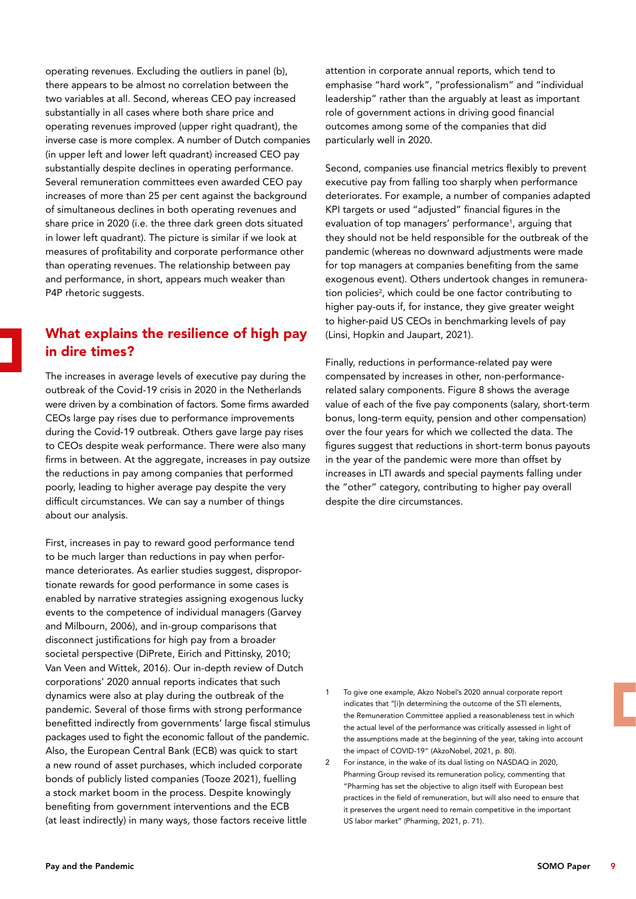operating revenues. Excluding the outliers in panel (b), there appears to be almost no correlation between the two variables at all. Second, whereas CEO pay increased substantially in all cases where both share price and operating revenues improved (upper right quadrant), the inverse case is more complex. A number of Dutch companies (in upper left and lower left quadrant) increased CEO pay substantially despite declines in operating performance. Several remuneration committees even awarded CEO pay increases of more than 25 per cent against the background of simultaneous declines in both operating revenues and share price in 2020 (i.e. the three dark green dots situated in lower left quadrant). The picture is similar if we look at measures of profitability and corporate performance other than operating revenues. The relationship between pay and performance, in short, appears much weaker than P4P rhetoric suggests.

## What explains the resilience of high pay in dire times?

The increases in average levels of executive pay during the outbreak of the Covid-19 crisis in 2020 in the Netherlands were driven by a combination of factors. Some firms awarded CEOs large pay rises due to performance improvements during the Covid-19 outbreak. Others gave large pay rises to CEOs despite weak performance. There were also many firms in between. At the aggregate, increases in pay outsize the reductions in pay among companies that performed poorly, leading to higher average pay despite the very difficult circumstances. We can say a number of things about our analysis.

First, increases in pay to reward good performance tend to be much larger than reductions in pay when performance deteriorates. As earlier studies suggest, disproportionate rewards for good performance in some cases is enabled by narrative strategies assigning exogenous lucky events to the competence of individual managers (Garvey and Milbourn, 2006), and in-group comparisons that disconnect justifications for high pay from a broader societal perspective (DiPrete, Eirich and Pittinsky, 2010; Van Veen and Wittek, 2016). Our in-depth review of Dutch corporations' 2020 annual reports indicates that such dynamics were also at play during the outbreak of the pandemic. Several of those firms with strong performance benefitted indirectly from governments' large fiscal stimulus packages used to fight the economic fallout of the pandemic. Also, the European Central Bank (ECB) was quick to start a new round of asset purchases, which included corporate bonds of publicly listed companies (Tooze 2021), fuelling a stock market boom in the process. Despite knowingly benefiting from government interventions and the ECB (at least indirectly) in many ways, those factors receive little attention in corporate annual reports, which tend to emphasise "hard work", "professionalism" and "individual leadership" rather than the arguably at least as important role of government actions in driving good financial outcomes among some of the companies that did particularly well in 2020.

Second, companies use financial metrics flexibly to prevent executive pay from falling too sharply when performance deteriorates. For example, a number of companies adapted KPI targets or used "adjusted" financial figures in the evaluation of top managers' performance[1], arguing that they should not be held responsible for the outbreak of the pandemic (whereas no downward adjustments were made for top managers at companies benefiting from the same exogenous event). Others undertook changes in remuneration policies[2], which could be one factor contributing to higher pay-outs if, for instance, they give greater weight to higher-paid US CEOs in benchmarking levels of pay (Linsi, Hopkin and Jaupart, 2021).

Finally, reductions in performance-related pay were compensated by increases in other, non-performance-related salary components. Figure 8 shows the average value of each of the five pay components (salary, short-term bonus, long-term equity, pension and other compensation) over the four years for which we collected the data. The figures suggest that reductions in short-term bonus payouts in the year of the pandemic were more than offset by increases in LTI awards and special payments falling under the "other" category, contributing to higher pay overall despite the dire circumstances.

1 To give one example, Akzo Nobel's 2020 annual corporate report indicates that "[i]n determining the outcome of the STI elements, the Remuneration Committee applied a reasonableness test in which the actual level of the performance was critically assessed in light of the assumptions made at the beginning of the year, taking into account the impact of COVID-19" (AkzoNobel, 2021, p. 80).

2 For instance, in the wake of its dual listing on NASDAQ in 2020, Pharming Group revised its remuneration policy, commenting that "Pharming has set the objective to align itself with European best practices in the field of remuneration, but will also need to ensure that it preserves the urgent need to remain competitive in the important US labor market" (Pharming, 2021, p. 71).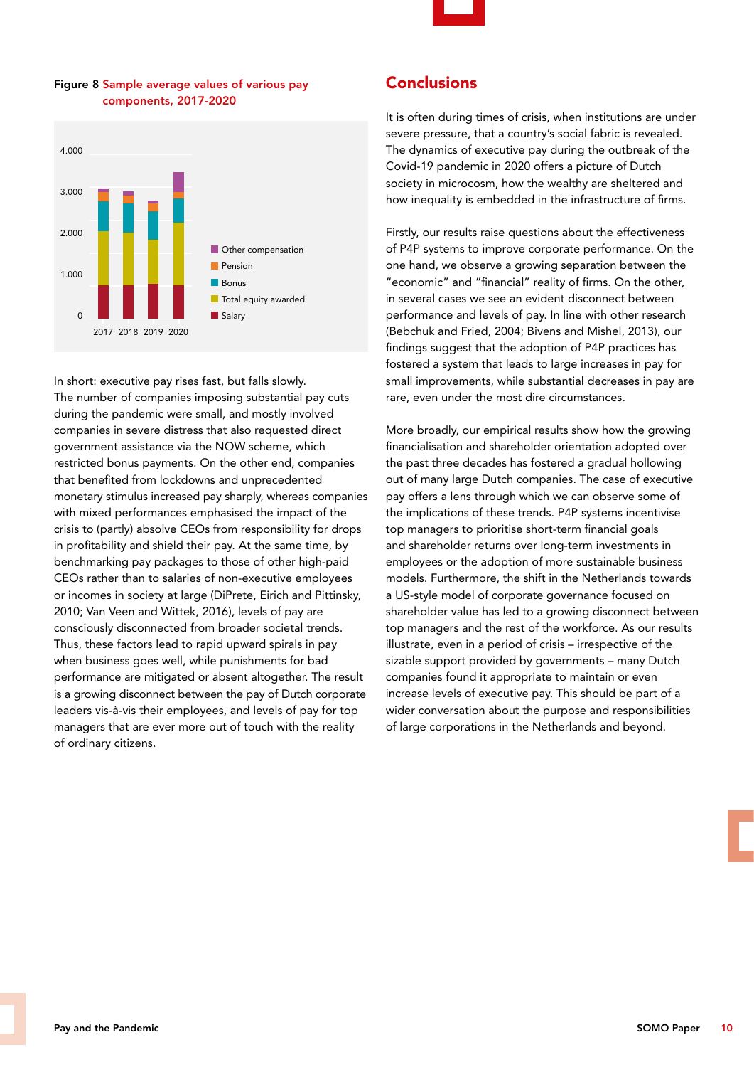**Figure 8** Sample average values of various pay components, 2017-2020

In short: executive pay rises fast, but falls slowly. The number of companies imposing substantial pay cuts during the pandemic were small, and mostly involved companies in severe distress that also requested direct government assistance via the NOW scheme, which restricted bonus payments. On the other end, companies that benefited from lockdowns and unprecedented monetary stimulus increased pay sharply, whereas companies with mixed performances emphasised the impact of the crisis to (partly) absolve CEOs from responsibility for drops in profitability and shield their pay. At the same time, by benchmarking pay packages to those of other high-paid CEOs rather than to salaries of non-executive employees or incomes in society at large (DiPrete, Eirich and Pittinsky, 2010; Van Veen and Wittek, 2016), levels of pay are consciously disconnected from broader societal trends. Thus, these factors lead to rapid upward spirals in pay when business goes well, while punishments for bad performance are mitigated or absent altogether. The result is a growing disconnect between the pay of Dutch corporate leaders vis-à-vis their employees, and levels of pay for top managers that are ever more out of touch with the reality of ordinary citizens.

## Conclusions

It is often during times of crisis, when institutions are under severe pressure, that a country's social fabric is revealed. The dynamics of executive pay during the outbreak of the Covid-19 pandemic in 2020 offers a picture of Dutch society in microcosm, how the wealthy are sheltered and how inequality is embedded in the infrastructure of firms.

Firstly, our results raise questions about the effectiveness of P4P systems to improve corporate performance. On the one hand, we observe a growing separation between the "economic" and "financial" reality of firms. On the other, in several cases we see an evident disconnect between performance and levels of pay. In line with other research (Bebchuk and Fried, 2004; Bivens and Mishel, 2013), our findings suggest that the adoption of P4P practices has fostered a system that leads to large increases in pay for small improvements, while substantial decreases in pay are rare, even under the most dire circumstances.

More broadly, our empirical results show how the growing financialisation and shareholder orientation adopted over the past three decades has fostered a gradual hollowing out of many large Dutch companies. The case of executive pay offers a lens through which we can observe some of the implications of these trends. P4P systems incentivise top managers to prioritise short-term financial goals and shareholder returns over long-term investments in employees or the adoption of more sustainable business models. Furthermore, the shift in the Netherlands towards a US-style model of corporate governance focused on shareholder value has led to a growing disconnect between top managers and the rest of the workforce. As our results illustrate, even in a period of crisis – irrespective of the sizable support provided by governments – many Dutch companies found it appropriate to maintain or even increase levels of executive pay. This should be part of a wider conversation about the purpose and responsibilities of large corporations in the Netherlands and beyond.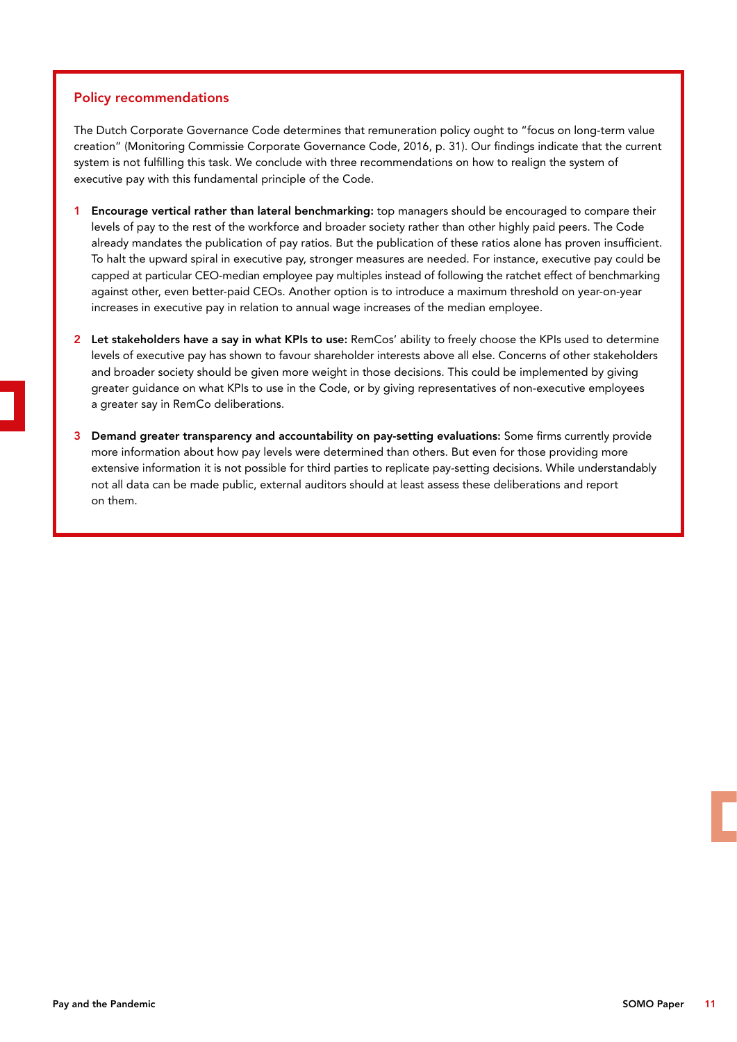## Policy recommendations

The Dutch Corporate Governance Code determines that remuneration policy ought to "focus on long-term value creation" (Monitoring Commissie Corporate Governance Code, 2016, p. 31). Our findings indicate that the current system is not fulfilling this task. We conclude with three recommendations on how to realign the system of executive pay with this fundamental principle of the Code.

1. **Encourage vertical rather than lateral benchmarking:** top managers should be encouraged to compare their levels of pay to the rest of the workforce and broader society rather than other highly paid peers. The Code already mandates the publication of pay ratios. But the publication of these ratios alone has proven insufficient. To halt the upward spiral in executive pay, stronger measures are needed. For instance, executive pay could be capped at particular CEO-median employee pay multiples instead of following the ratchet effect of benchmarking against other, even better-paid CEOs. Another option is to introduce a maximum threshold on year-on-year increases in executive pay in relation to annual wage increases of the median employee.

2. **Let stakeholders have a say in what KPIs to use:** RemCos' ability to freely choose the KPIs used to determine levels of executive pay has shown to favour shareholder interests above all else. Concerns of other stakeholders and broader society should be given more weight in those decisions. This could be implemented by giving greater guidance on what KPIs to use in the Code, or by giving representatives of non-executive employees a greater say in RemCo deliberations.

3. **Demand greater transparency and accountability on pay-setting evaluations:** Some firms currently provide more information about how pay levels were determined than others. But even for those providing more extensive information it is not possible for third parties to replicate pay-setting decisions. While understandably not all data can be made public, external auditors should at least assess these deliberations and report on them.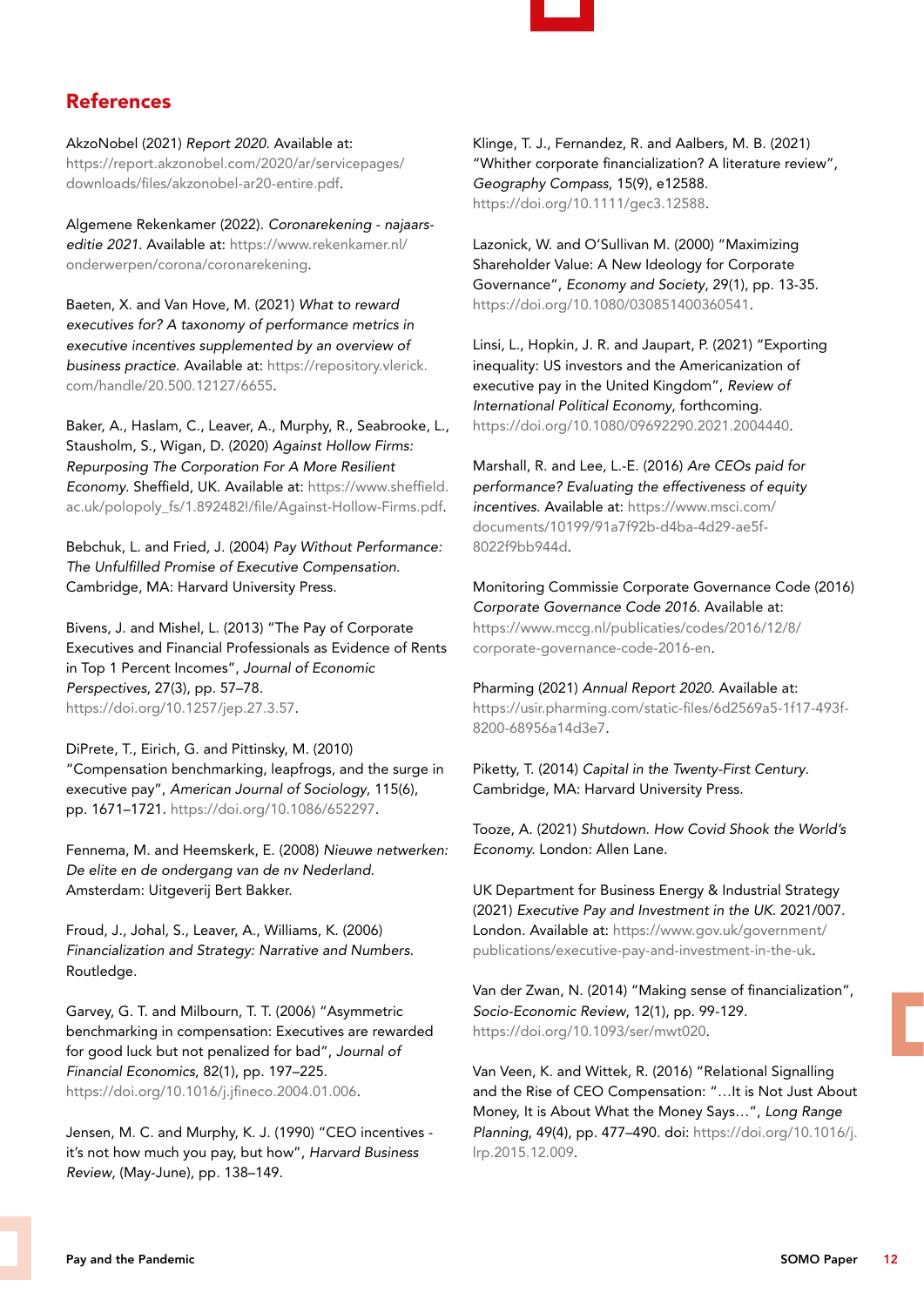## References

AkzoNobel (2021) *Report 2020*. Available at: https://report.akzonobel.com/2020/ar/servicepages/downloads/files/akzonobel-ar20-entire.pdf.

Algemene Rekenkamer (2022). *Coronarekening - najaars-editie 2021*. Available at: https://www.rekenkamer.nl/onderwerpen/corona/coronarekening.

Baeten, X. and Van Hove, M. (2021) *What to reward executives for? A taxonomy of performance metrics in executive incentives supplemented by an overview of business practice*. Available at: https://repository.vlerick.com/handle/20.500.12127/6655.

Baker, A., Haslam, C., Leaver, A., Murphy, R., Seabrooke, L., Stausholm, S., Wigan, D. (2020) *Against Hollow Firms: Repurposing The Corporation For A More Resilient Economy*. Sheffield, UK. Available at: https://www.sheffield.ac.uk/polopoly_fs/1.892482!/file/Against-Hollow-Firms.pdf.

Bebchuk, L. and Fried, J. (2004) *Pay Without Performance: The Unfulfilled Promise of Executive Compensation*. Cambridge, MA: Harvard University Press.

Bivens, J. and Mishel, L. (2013) "The Pay of Corporate Executives and Financial Professionals as Evidence of Rents in Top 1 Percent Incomes", *Journal of Economic Perspectives*, 27(3), pp. 57–78. https://doi.org/10.1257/jep.27.3.57.

DiPrete, T., Eirich, G. and Pittinsky, M. (2010) "Compensation benchmarking, leapfrogs, and the surge in executive pay", *American Journal of Sociology*, 115(6), pp. 1671–1721. https://doi.org/10.1086/652297.

Fennema, M. and Heemskerk, E. (2008) *Nieuwe netwerken: De elite en de ondergang van de nv Nederland*. Amsterdam: Uitgeverij Bert Bakker.

Froud, J., Johal, S., Leaver, A., Williams, K. (2006) *Financialization and Strategy: Narrative and Numbers*. Routledge.

Garvey, G. T. and Milbourn, T. T. (2006) "Asymmetric benchmarking in compensation: Executives are rewarded for good luck but not penalized for bad", *Journal of Financial Economics*, 82(1), pp. 197–225. https://doi.org/10.1016/j.jfineco.2004.01.006.

Jensen, M. C. and Murphy, K. J. (1990) "CEO incentives - it's not how much you pay, but how", *Harvard Business Review*, (May-June), pp. 138–149.

Klinge, T. J., Fernandez, R. and Aalbers, M. B. (2021) "Whither corporate financialization? A literature review", *Geography Compass*, 15(9), e12588. https://doi.org/10.1111/gec3.12588.

Lazonick, W. and O'Sullivan M. (2000) "Maximizing Shareholder Value: A New Ideology for Corporate Governance", *Economy and Society*, 29(1), pp. 13-35. https://doi.org/10.1080/030851400360541.

Linsi, L., Hopkin, J. R. and Jaupart, P. (2021) "Exporting inequality: US investors and the Americanization of executive pay in the United Kingdom", *Review of International Political Economy*, forthcoming. https://doi.org/10.1080/09692290.2021.2004440.

Marshall, R. and Lee, L.-E. (2016) *Are CEOs paid for performance? Evaluating the effectiveness of equity incentives*. Available at: https://www.msci.com/documents/10199/91a7f92b-d4ba-4d29-ae5f-8022f9bb944d.

Monitoring Commissie Corporate Governance Code (2016) *Corporate Governance Code 2016*. Available at: https://www.mccg.nl/publicaties/codes/2016/12/8/corporate-governance-code-2016-en.

Pharming (2021) *Annual Report 2020*. Available at: https://usir.pharming.com/static-files/6d2569a5-1f17-493f-8200-68956a14d3e7.

Piketty, T. (2014) *Capital in the Twenty-First Century*. Cambridge, MA: Harvard University Press.

Tooze, A. (2021) *Shutdown. How Covid Shook the World's Economy*. London: Allen Lane.

UK Department for Business Energy & Industrial Strategy (2021) *Executive Pay and Investment in the UK*. 2021/007. London. Available at: https://www.gov.uk/government/publications/executive-pay-and-investment-in-the-uk.

Van der Zwan, N. (2014) "Making sense of financialization", *Socio-Economic Review*, 12(1), pp. 99-129. https://doi.org/10.1093/ser/mwt020.

Van Veen, K. and Wittek, R. (2016) "Relational Signalling and the Rise of CEO Compensation: "…It is Not Just About Money, It is About What the Money Says…", *Long Range Planning*, 49(4), pp. 477–490. doi: https://doi.org/10.1016/j.lrp.2015.12.009.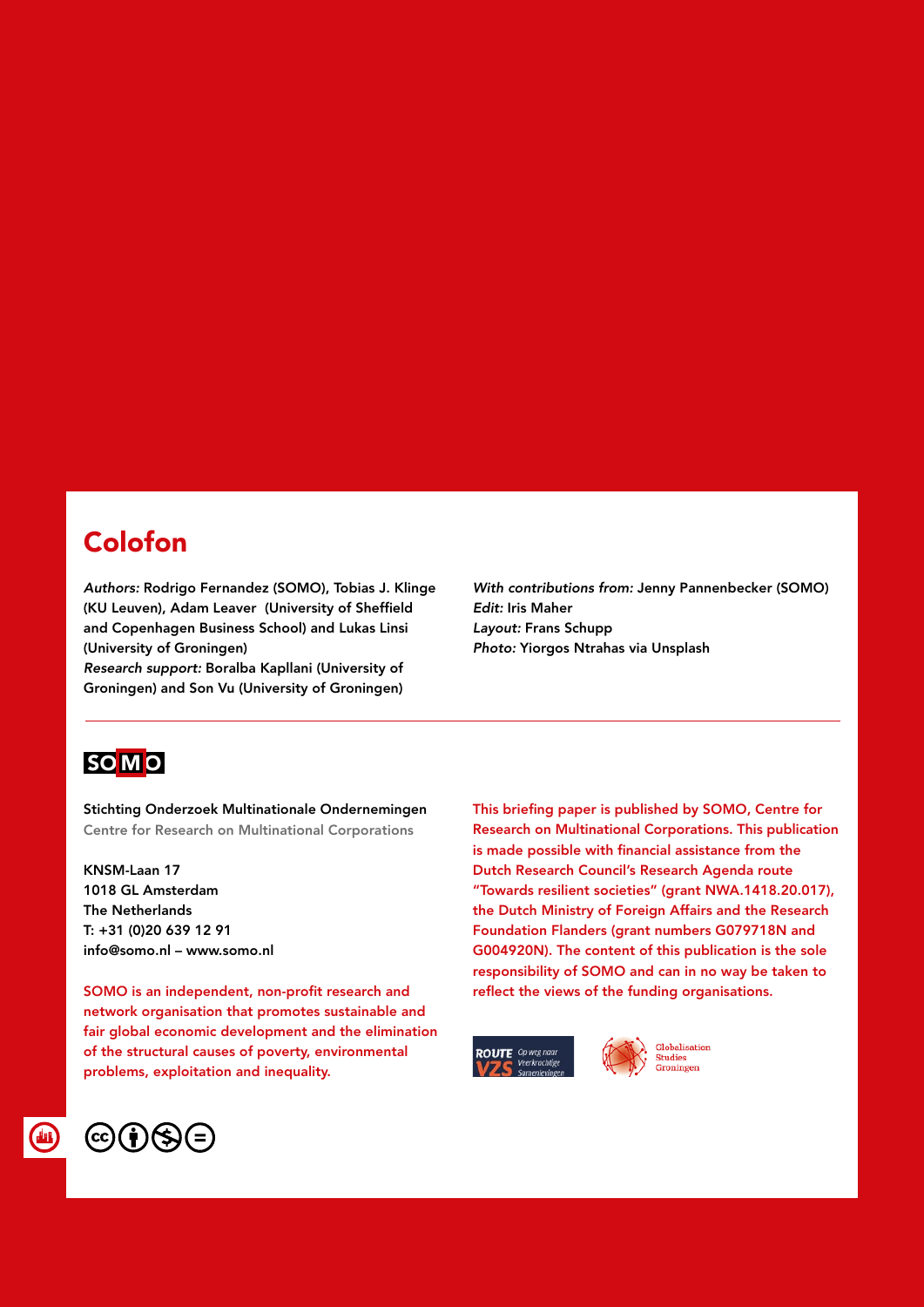# Colofon

*Authors:* Rodrigo Fernandez (SOMO), Tobias J. Klinge (KU Leuven), Adam Leaver (University of Sheffield and Copenhagen Business School) and Lukas Linsi (University of Groningen)
*Research support:* Boralba Kapllani (University of Groningen) and Son Vu (University of Groningen)

*With contributions from:* Jenny Pannenbecker (SOMO)
*Edit:* Iris Maher
*Layout:* Frans Schupp
*Photo:* Yiorgos Ntrahas via Unsplash

SOMO

Stichting Onderzoek Multinationale Ondernemingen
Centre for Research on Multinational Corporations

KNSM-Laan 17
1018 GL Amsterdam
The Netherlands
T: +31 (0)20 639 12 91
info@somo.nl – www.somo.nl

SOMO is an independent, non-profit research and network organisation that promotes sustainable and fair global economic development and the elimination of the structural causes of poverty, environmental problems, exploitation and inequality.

This briefing paper is published by SOMO, Centre for Research on Multinational Corporations. This publication is made possible with financial assistance from the Dutch Research Council's Research Agenda route "Towards resilient societies" (grant NWA.1418.20.017), the Dutch Ministry of Foreign Affairs and the Research Foundation Flanders (grant numbers G079718N and G004920N). The content of this publication is the sole responsibility of SOMO and can in no way be taken to reflect the views of the funding organisations.

ROUTE VZS Op weg naar Veerkrachtige Samenlevingen

Globalisation Studies Groningen